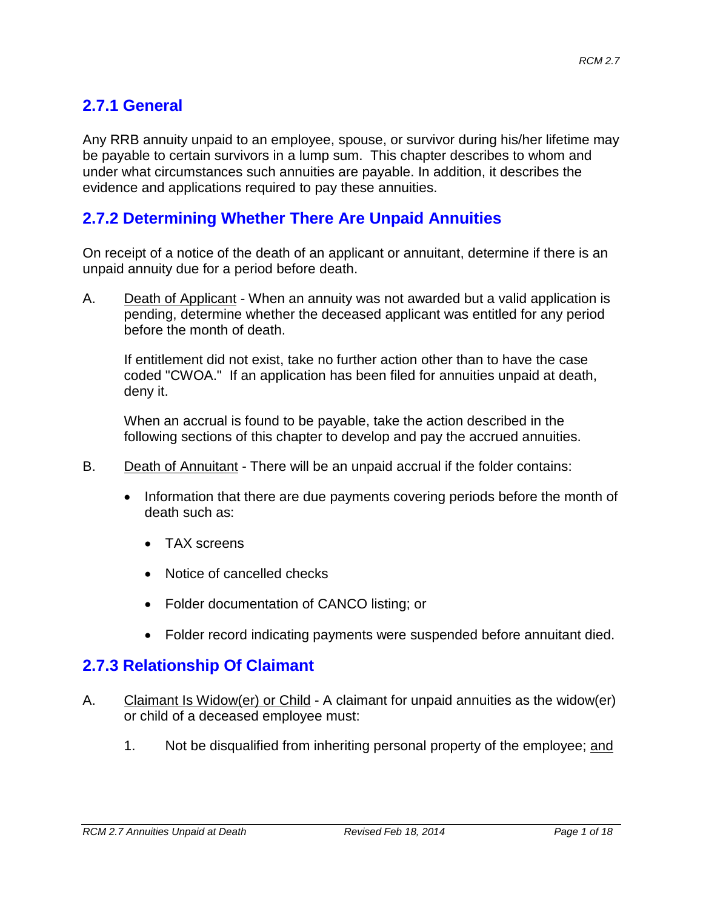## 2.7.1 General

Any RRB annuity unpaid to an employee, spouse, or survivor during his/her lifetime may be payable to certain survivors in a lump sum. This chapter describes to whom and under what circumstances such annuities are payable. In addition, it describes the evidence and applications required to pay these annuities.

## 2.7.2 Determining Whether There Are Unpaid Annuities

On receipt of a notice of the death of an applicant or annuitant, determine if there is an unpaid annuity due for a period before death.

A. <u>Death of Applicant</u> - When an annuity was not awarded but a valid application is pending, determine whether the deceased applicant was entitled for any period before the month of death.

   If entitlement did not exist, take no further action other than to have the case coded "CWOA." If an application has been filed for annuities unpaid at death, deny it.

   When an accrual is found to be payable, take the action described in the following sections of this chapter to develop and pay the accrued annuities.

B. <u>Death of Annuitant</u> - There will be an unpaid accrual if the folder contains:

   - Information that there are due payments covering periods before the month of death such as:
     - TAX screens
     - Notice of cancelled checks
     - Folder documentation of CANCO listing; or
     - Folder record indicating payments were suspended before annuitant died.

## 2.7.3 Relationship Of Claimant

A. <u>Claimant Is Widow(er) or Child</u> - A claimant for unpaid annuities as the widow(er) or child of a deceased employee must:

   1. Not be disqualified from inheriting personal property of the employee; <u>and</u>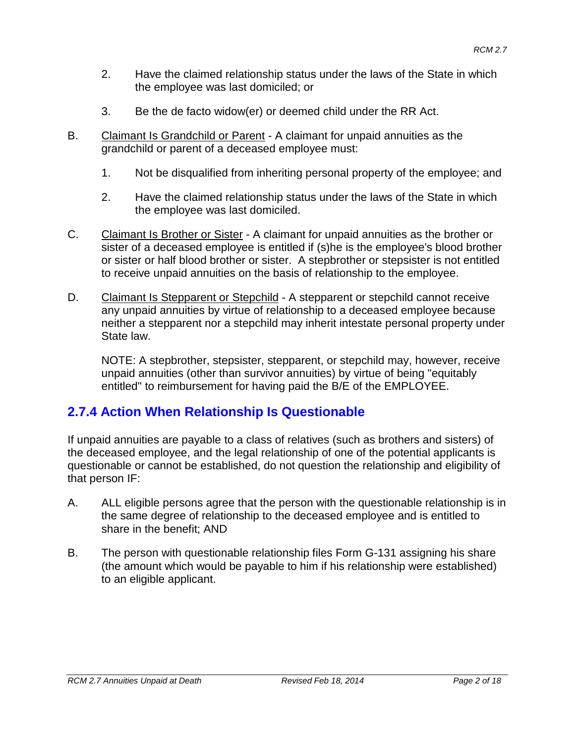2. Have the claimed relationship status under the laws of the State in which the employee was last domiciled; or

3. Be the de facto widow(er) or deemed child under the RR Act.

B. Claimant Is Grandchild or Parent - A claimant for unpaid annuities as the grandchild or parent of a deceased employee must:

   1. Not be disqualified from inheriting personal property of the employee; and

   2. Have the claimed relationship status under the laws of the State in which the employee was last domiciled.

C. Claimant Is Brother or Sister - A claimant for unpaid annuities as the brother or sister of a deceased employee is entitled if (s)he is the employee's blood brother or sister or half blood brother or sister. A stepbrother or stepsister is not entitled to receive unpaid annuities on the basis of relationship to the employee.

D. Claimant Is Stepparent or Stepchild - A stepparent or stepchild cannot receive any unpaid annuities by virtue of relationship to a deceased employee because neither a stepparent nor a stepchild may inherit intestate personal property under State law.

   NOTE: A stepbrother, stepsister, stepparent, or stepchild may, however, receive unpaid annuities (other than survivor annuities) by virtue of being "equitably entitled" to reimbursement for having paid the B/E of the EMPLOYEE.

## 2.7.4 Action When Relationship Is Questionable

If unpaid annuities are payable to a class of relatives (such as brothers and sisters) of the deceased employee, and the legal relationship of one of the potential applicants is questionable or cannot be established, do not question the relationship and eligibility of that person IF:

A. ALL eligible persons agree that the person with the questionable relationship is in the same degree of relationship to the deceased employee and is entitled to share in the benefit; AND

B. The person with questionable relationship files Form G-131 assigning his share (the amount which would be payable to him if his relationship were established) to an eligible applicant.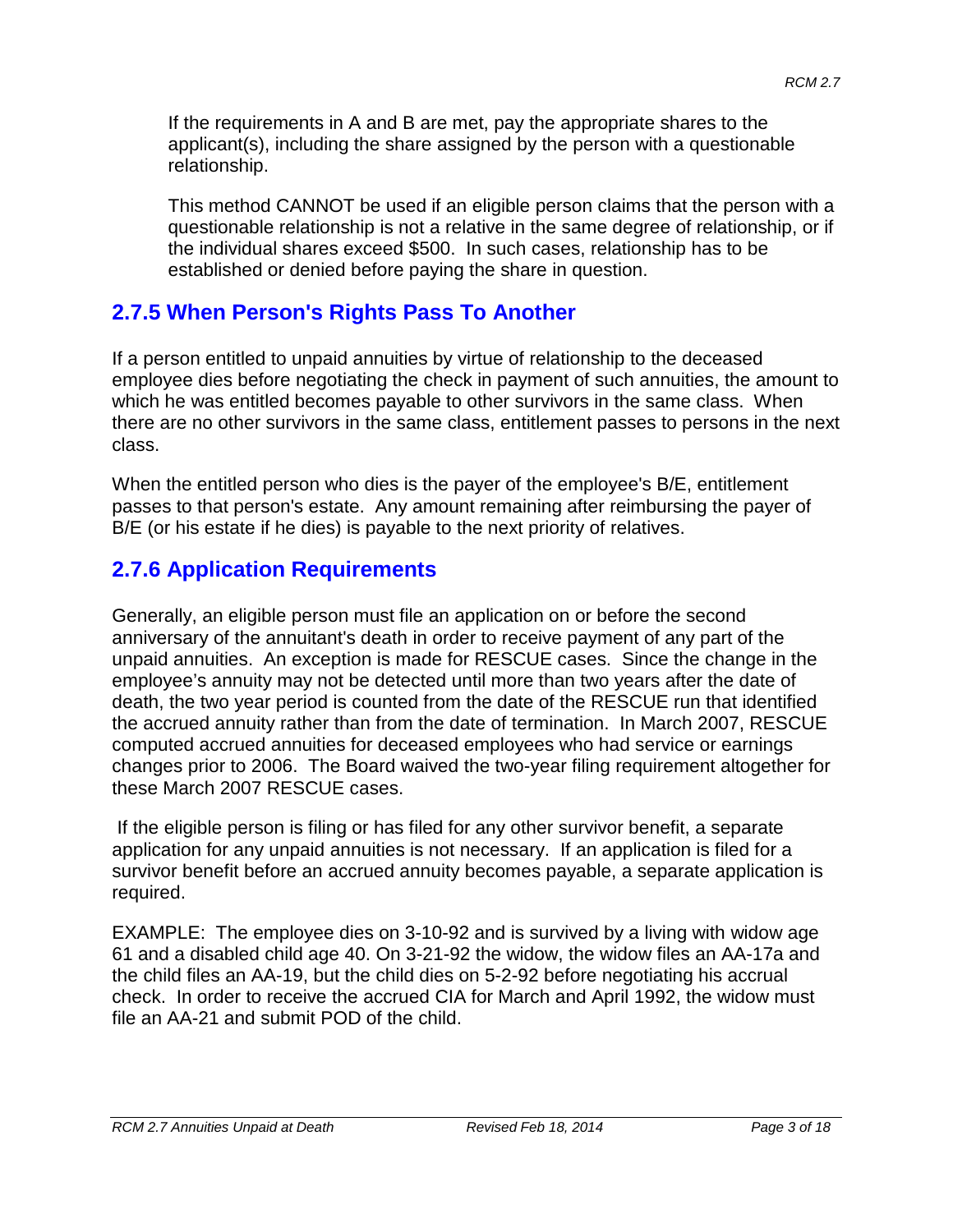If the requirements in A and B are met, pay the appropriate shares to the applicant(s), including the share assigned by the person with a questionable relationship.

This method CANNOT be used if an eligible person claims that the person with a questionable relationship is not a relative in the same degree of relationship, or if the individual shares exceed $500. In such cases, relationship has to be established or denied before paying the share in question.

## 2.7.5 When Person's Rights Pass To Another

If a person entitled to unpaid annuities by virtue of relationship to the deceased employee dies before negotiating the check in payment of such annuities, the amount to which he was entitled becomes payable to other survivors in the same class. When there are no other survivors in the same class, entitlement passes to persons in the next class.

When the entitled person who dies is the payer of the employee's B/E, entitlement passes to that person's estate. Any amount remaining after reimbursing the payer of B/E (or his estate if he dies) is payable to the next priority of relatives.

## 2.7.6 Application Requirements

Generally, an eligible person must file an application on or before the second anniversary of the annuitant's death in order to receive payment of any part of the unpaid annuities. An exception is made for RESCUE cases. Since the change in the employee's annuity may not be detected until more than two years after the date of death, the two year period is counted from the date of the RESCUE run that identified the accrued annuity rather than from the date of termination. In March 2007, RESCUE computed accrued annuities for deceased employees who had service or earnings changes prior to 2006. The Board waived the two-year filing requirement altogether for these March 2007 RESCUE cases.

If the eligible person is filing or has filed for any other survivor benefit, a separate application for any unpaid annuities is not necessary. If an application is filed for a survivor benefit before an accrued annuity becomes payable, a separate application is required.

EXAMPLE: The employee dies on 3-10-92 and is survived by a living with widow age 61 and a disabled child age 40. On 3-21-92 the widow, the widow files an AA-17a and the child files an AA-19, but the child dies on 5-2-92 before negotiating his accrual check. In order to receive the accrued CIA for March and April 1992, the widow must file an AA-21 and submit POD of the child.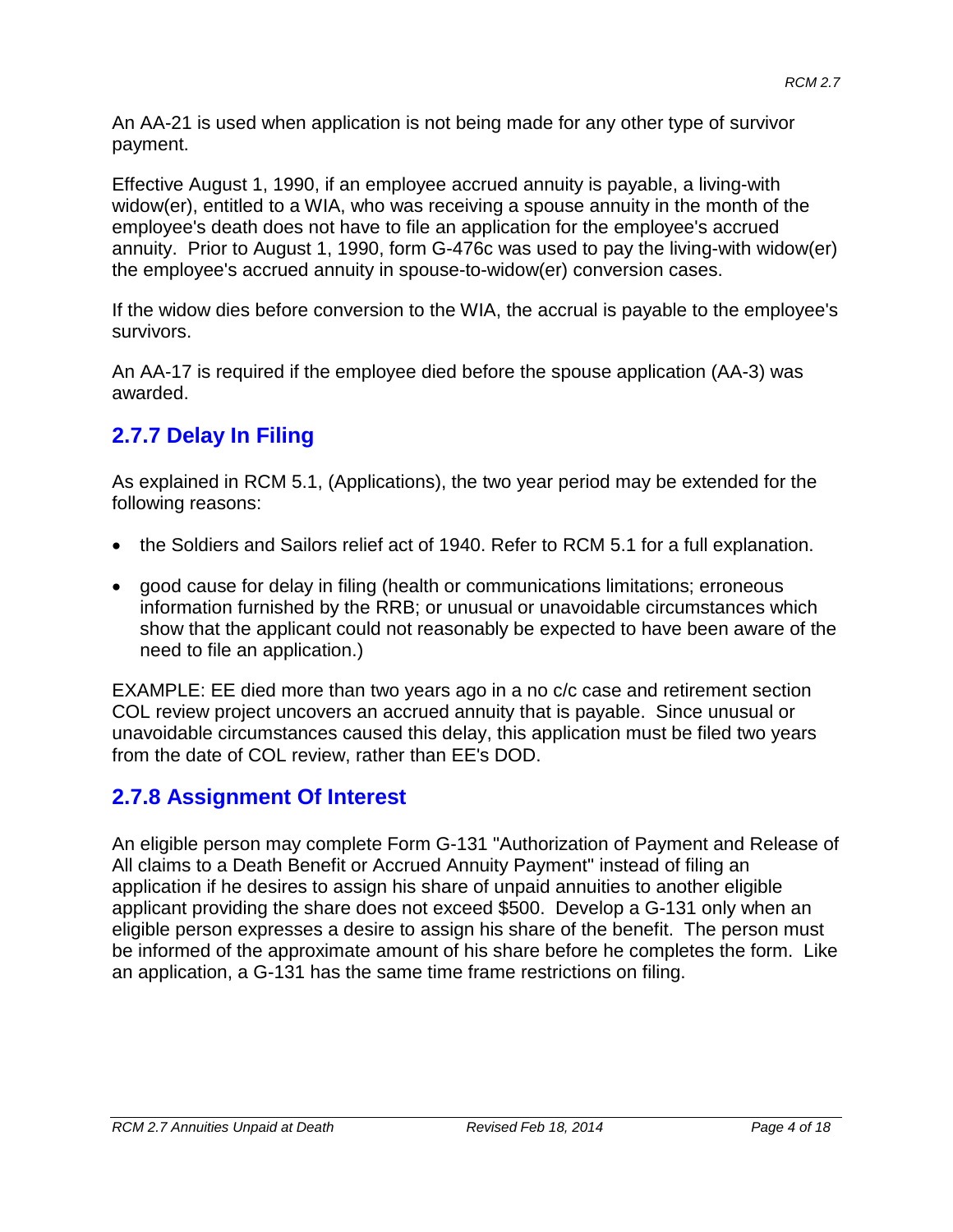An AA-21 is used when application is not being made for any other type of survivor payment.

Effective August 1, 1990, if an employee accrued annuity is payable, a living-with widow(er), entitled to a WIA, who was receiving a spouse annuity in the month of the employee's death does not have to file an application for the employee's accrued annuity. Prior to August 1, 1990, form G-476c was used to pay the living-with widow(er) the employee's accrued annuity in spouse-to-widow(er) conversion cases.

If the widow dies before conversion to the WIA, the accrual is payable to the employee's survivors.

An AA-17 is required if the employee died before the spouse application (AA-3) was awarded.

## 2.7.7 Delay In Filing

As explained in RCM 5.1, (Applications), the two year period may be extended for the following reasons:

- the Soldiers and Sailors relief act of 1940. Refer to RCM 5.1 for a full explanation.
- good cause for delay in filing (health or communications limitations; erroneous information furnished by the RRB; or unusual or unavoidable circumstances which show that the applicant could not reasonably be expected to have been aware of the need to file an application.)

EXAMPLE: EE died more than two years ago in a no c/c case and retirement section COL review project uncovers an accrued annuity that is payable. Since unusual or unavoidable circumstances caused this delay, this application must be filed two years from the date of COL review, rather than EE's DOD.

## 2.7.8 Assignment Of Interest

An eligible person may complete Form G-131 "Authorization of Payment and Release of All claims to a Death Benefit or Accrued Annuity Payment" instead of filing an application if he desires to assign his share of unpaid annuities to another eligible applicant providing the share does not exceed $500. Develop a G-131 only when an eligible person expresses a desire to assign his share of the benefit. The person must be informed of the approximate amount of his share before he completes the form. Like an application, a G-131 has the same time frame restrictions on filing.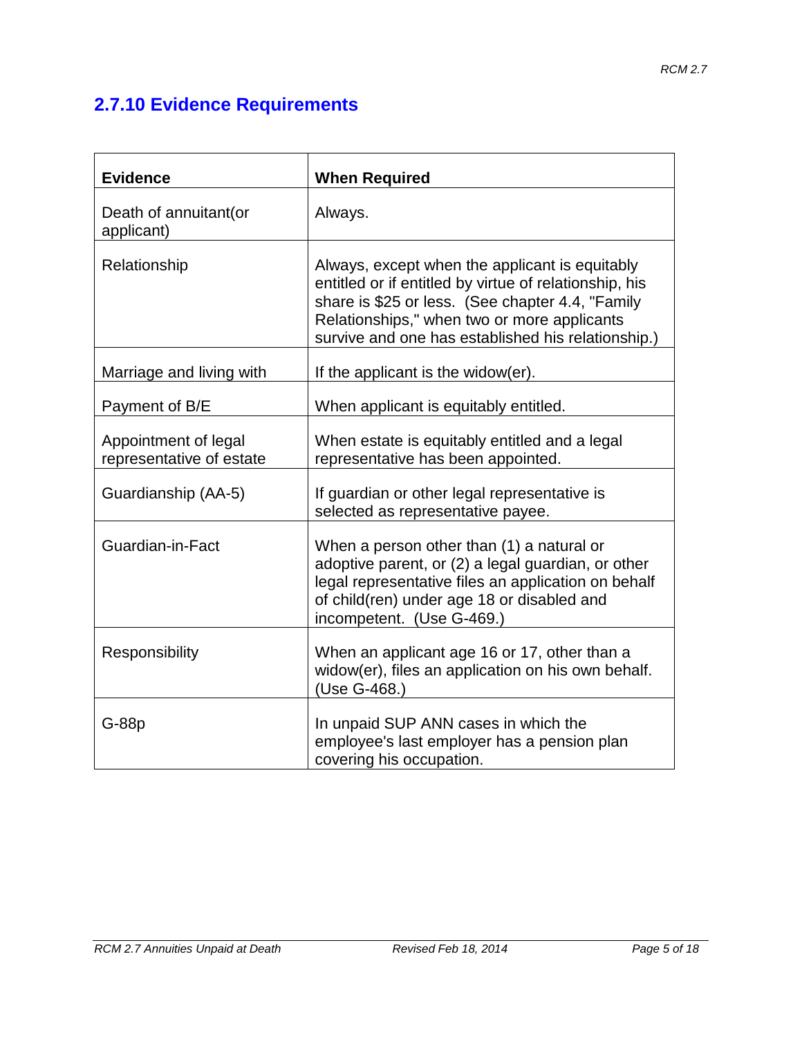## 2.7.10 Evidence Requirements

| Evidence | When Required |
|---|---|
| Death of annuitant(or applicant) | Always. |
| Relationship | Always, except when the applicant is equitably entitled or if entitled by virtue of relationship, his share is $25 or less. (See chapter 4.4, "Family Relationships," when two or more applicants survive and one has established his relationship.) |
| Marriage and living with | If the applicant is the widow(er). |
| Payment of B/E | When applicant is equitably entitled. |
| Appointment of legal representative of estate | When estate is equitably entitled and a legal representative has been appointed. |
| Guardianship (AA-5) | If guardian or other legal representative is selected as representative payee. |
| Guardian-in-Fact | When a person other than (1) a natural or adoptive parent, or (2) a legal guardian, or other legal representative files an application on behalf of child(ren) under age 18 or disabled and incompetent. (Use G-469.) |
| Responsibility | When an applicant age 16 or 17, other than a widow(er), files an application on his own behalf. (Use G-468.) |
| G-88p | In unpaid SUP ANN cases in which the employee's last employer has a pension plan covering his occupation. |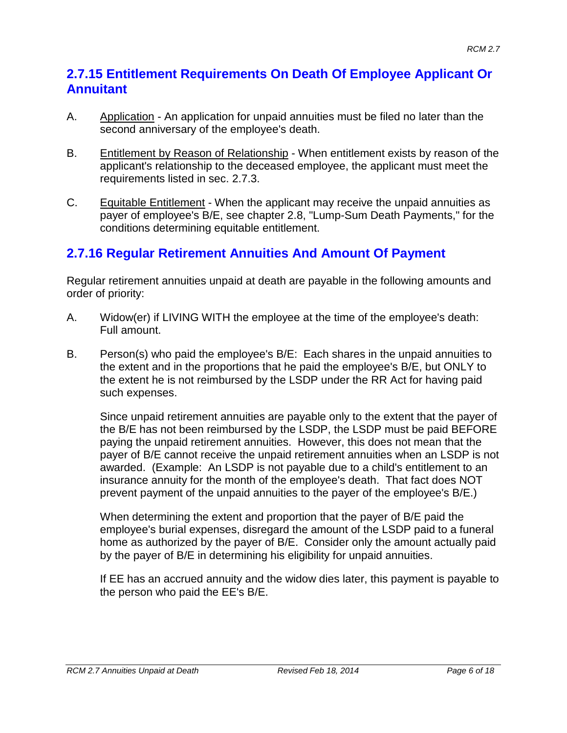## 2.7.15 Entitlement Requirements On Death Of Employee Applicant Or Annuitant

A. Application - An application for unpaid annuities must be filed no later than the second anniversary of the employee's death.

B. Entitlement by Reason of Relationship - When entitlement exists by reason of the applicant's relationship to the deceased employee, the applicant must meet the requirements listed in sec. 2.7.3.

C. Equitable Entitlement - When the applicant may receive the unpaid annuities as payer of employee's B/E, see chapter 2.8, "Lump-Sum Death Payments," for the conditions determining equitable entitlement.

## 2.7.16 Regular Retirement Annuities And Amount Of Payment

Regular retirement annuities unpaid at death are payable in the following amounts and order of priority:

A. Widow(er) if LIVING WITH the employee at the time of the employee's death: Full amount.

B. Person(s) who paid the employee's B/E: Each shares in the unpaid annuities to the extent and in the proportions that he paid the employee's B/E, but ONLY to the extent he is not reimbursed by the LSDP under the RR Act for having paid such expenses.

   Since unpaid retirement annuities are payable only to the extent that the payer of the B/E has not been reimbursed by the LSDP, the LSDP must be paid BEFORE paying the unpaid retirement annuities. However, this does not mean that the payer of B/E cannot receive the unpaid retirement annuities when an LSDP is not awarded. (Example: An LSDP is not payable due to a child's entitlement to an insurance annuity for the month of the employee's death. That fact does NOT prevent payment of the unpaid annuities to the payer of the employee's B/E.)

   When determining the extent and proportion that the payer of B/E paid the employee's burial expenses, disregard the amount of the LSDP paid to a funeral home as authorized by the payer of B/E. Consider only the amount actually paid by the payer of B/E in determining his eligibility for unpaid annuities.

   If EE has an accrued annuity and the widow dies later, this payment is payable to the person who paid the EE's B/E.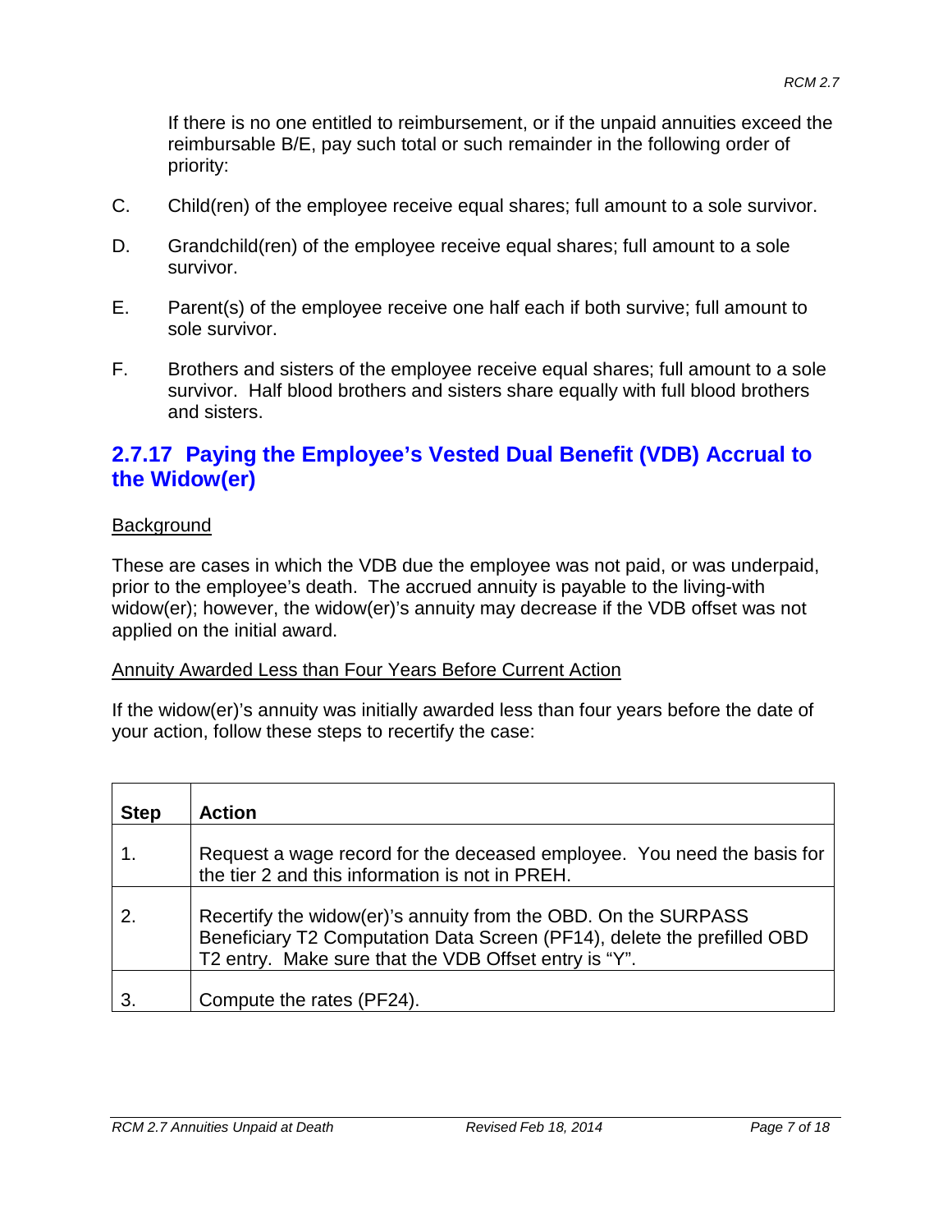If there is no one entitled to reimbursement, or if the unpaid annuities exceed the reimbursable B/E, pay such total or such remainder in the following order of priority:

C. Child(ren) of the employee receive equal shares; full amount to a sole survivor.

D. Grandchild(ren) of the employee receive equal shares; full amount to a sole survivor.

E. Parent(s) of the employee receive one half each if both survive; full amount to sole survivor.

F. Brothers and sisters of the employee receive equal shares; full amount to a sole survivor. Half blood brothers and sisters share equally with full blood brothers and sisters.

## 2.7.17 Paying the Employee's Vested Dual Benefit (VDB) Accrual to the Widow(er)

Background

These are cases in which the VDB due the employee was not paid, or was underpaid, prior to the employee's death. The accrued annuity is payable to the living-with widow(er); however, the widow(er)'s annuity may decrease if the VDB offset was not applied on the initial award.

Annuity Awarded Less than Four Years Before Current Action

If the widow(er)'s annuity was initially awarded less than four years before the date of your action, follow these steps to recertify the case:

| Step | Action |
|---|---|
| 1. | Request a wage record for the deceased employee. You need the basis for the tier 2 and this information is not in PREH. |
| 2. | Recertify the widow(er)'s annuity from the OBD. On the SURPASS Beneficiary T2 Computation Data Screen (PF14), delete the prefilled OBD T2 entry. Make sure that the VDB Offset entry is "Y". |
| 3. | Compute the rates (PF24). |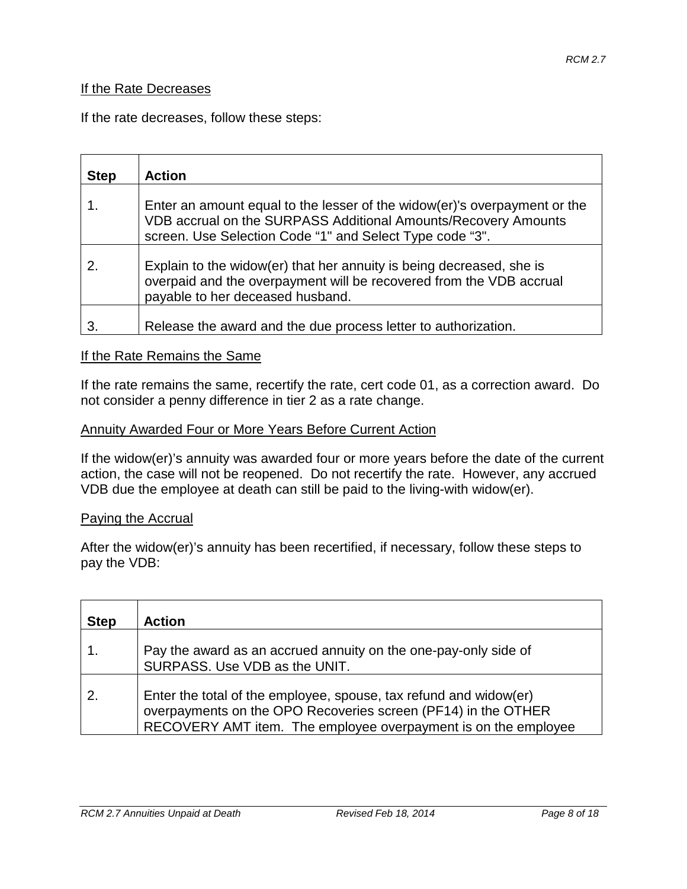### If the Rate Decreases

If the rate decreases, follow these steps:

| Step | Action |
|---|---|
| 1. | Enter an amount equal to the lesser of the widow(er)'s overpayment or the VDB accrual on the SURPASS Additional Amounts/Recovery Amounts screen. Use Selection Code “1" and Select Type code “3". |
| 2. | Explain to the widow(er) that her annuity is being decreased, she is overpaid and the overpayment will be recovered from the VDB accrual payable to her deceased husband. |
| 3. | Release the award and the due process letter to authorization. |

### If the Rate Remains the Same

If the rate remains the same, recertify the rate, cert code 01, as a correction award. Do not consider a penny difference in tier 2 as a rate change.

### Annuity Awarded Four or More Years Before Current Action

If the widow(er)’s annuity was awarded four or more years before the date of the current action, the case will not be reopened. Do not recertify the rate. However, any accrued VDB due the employee at death can still be paid to the living-with widow(er).

### Paying the Accrual

After the widow(er)’s annuity has been recertified, if necessary, follow these steps to pay the VDB:

| Step | Action |
|---|---|
| 1. | Pay the award as an accrued annuity on the one-pay-only side of SURPASS. Use VDB as the UNIT. |
| 2. | Enter the total of the employee, spouse, tax refund and widow(er) overpayments on the OPO Recoveries screen (PF14) in the OTHER RECOVERY AMT item. The employee overpayment is on the employee |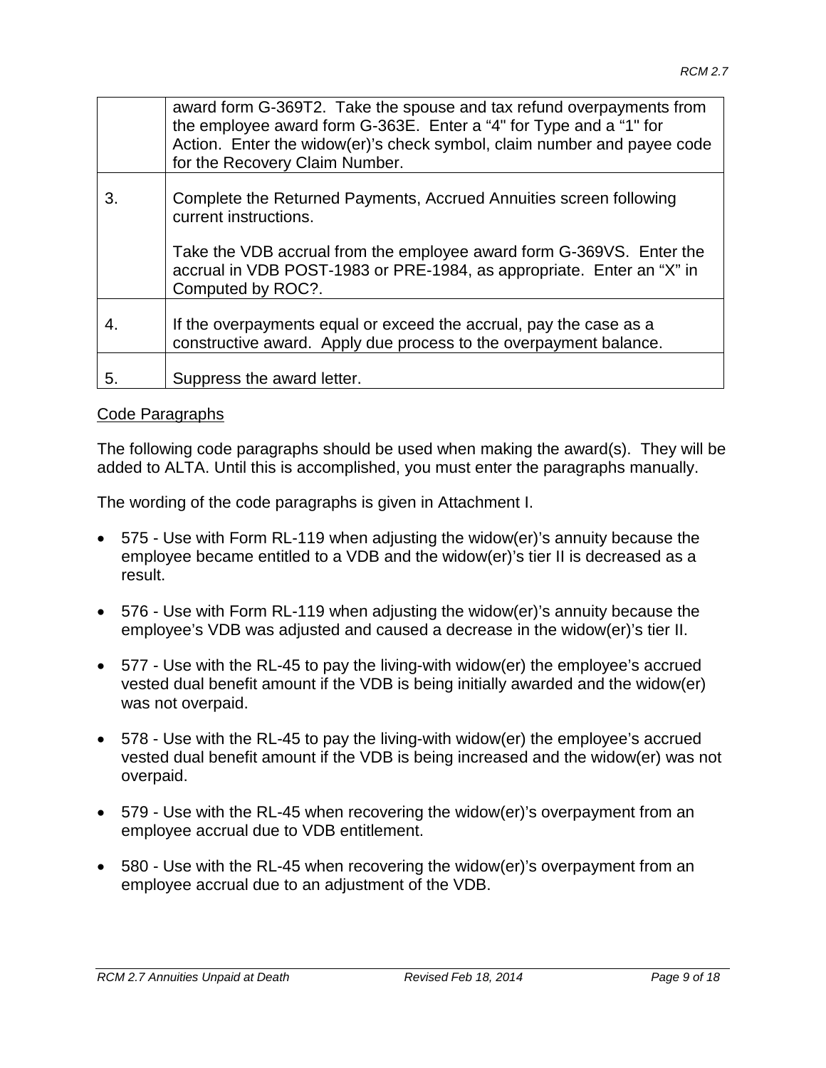|  |  |
|---|---|
|  | award form G-369T2. Take the spouse and tax refund overpayments from the employee award form G-363E. Enter a “4" for Type and a “1" for Action. Enter the widow(er)’s check symbol, claim number and payee code for the Recovery Claim Number. |
| 3. | Complete the Returned Payments, Accrued Annuities screen following current instructions.<br><br>Take the VDB accrual from the employee award form G-369VS. Enter the accrual in VDB POST-1983 or PRE-1984, as appropriate. Enter an “X” in Computed by ROC?. |
| 4. | If the overpayments equal or exceed the accrual, pay the case as a constructive award. Apply due process to the overpayment balance. |
| 5. | Suppress the award letter. |

Code Paragraphs

The following code paragraphs should be used when making the award(s). They will be added to ALTA. Until this is accomplished, you must enter the paragraphs manually.

The wording of the code paragraphs is given in Attachment I.

- 575 - Use with Form RL-119 when adjusting the widow(er)’s annuity because the employee became entitled to a VDB and the widow(er)’s tier II is decreased as a result.
- 576 - Use with Form RL-119 when adjusting the widow(er)’s annuity because the employee’s VDB was adjusted and caused a decrease in the widow(er)’s tier II.
- 577 - Use with the RL-45 to pay the living-with widow(er) the employee’s accrued vested dual benefit amount if the VDB is being initially awarded and the widow(er) was not overpaid.
- 578 - Use with the RL-45 to pay the living-with widow(er) the employee’s accrued vested dual benefit amount if the VDB is being increased and the widow(er) was not overpaid.
- 579 - Use with the RL-45 when recovering the widow(er)’s overpayment from an employee accrual due to VDB entitlement.
- 580 - Use with the RL-45 when recovering the widow(er)’s overpayment from an employee accrual due to an adjustment of the VDB.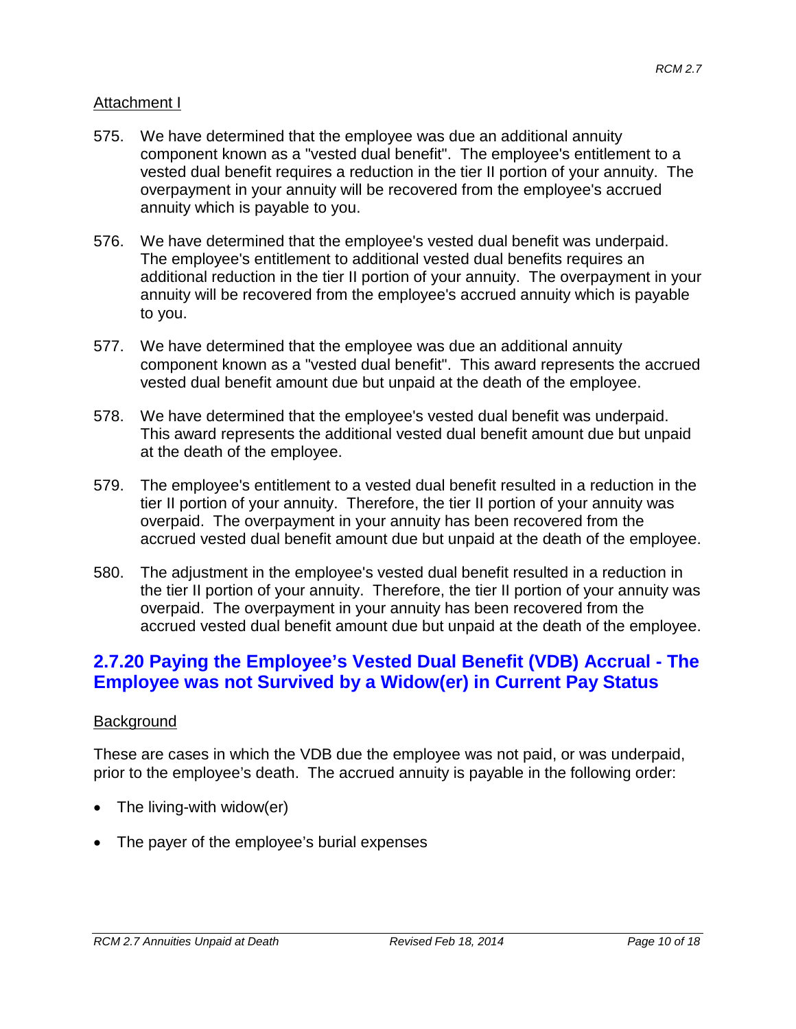Attachment I

575. We have determined that the employee was due an additional annuity component known as a "vested dual benefit". The employee's entitlement to a vested dual benefit requires a reduction in the tier II portion of your annuity. The overpayment in your annuity will be recovered from the employee's accrued annuity which is payable to you.

576. We have determined that the employee's vested dual benefit was underpaid. The employee's entitlement to additional vested dual benefits requires an additional reduction in the tier II portion of your annuity. The overpayment in your annuity will be recovered from the employee's accrued annuity which is payable to you.

577. We have determined that the employee was due an additional annuity component known as a "vested dual benefit". This award represents the accrued vested dual benefit amount due but unpaid at the death of the employee.

578. We have determined that the employee's vested dual benefit was underpaid. This award represents the additional vested dual benefit amount due but unpaid at the death of the employee.

579. The employee's entitlement to a vested dual benefit resulted in a reduction in the tier II portion of your annuity. Therefore, the tier II portion of your annuity was overpaid. The overpayment in your annuity has been recovered from the accrued vested dual benefit amount due but unpaid at the death of the employee.

580. The adjustment in the employee's vested dual benefit resulted in a reduction in the tier II portion of your annuity. Therefore, the tier II portion of your annuity was overpaid. The overpayment in your annuity has been recovered from the accrued vested dual benefit amount due but unpaid at the death of the employee.

## 2.7.20 Paying the Employee's Vested Dual Benefit (VDB) Accrual - The Employee was not Survived by a Widow(er) in Current Pay Status

Background

These are cases in which the VDB due the employee was not paid, or was underpaid, prior to the employee's death. The accrued annuity is payable in the following order:

- The living-with widow(er)
- The payer of the employee's burial expenses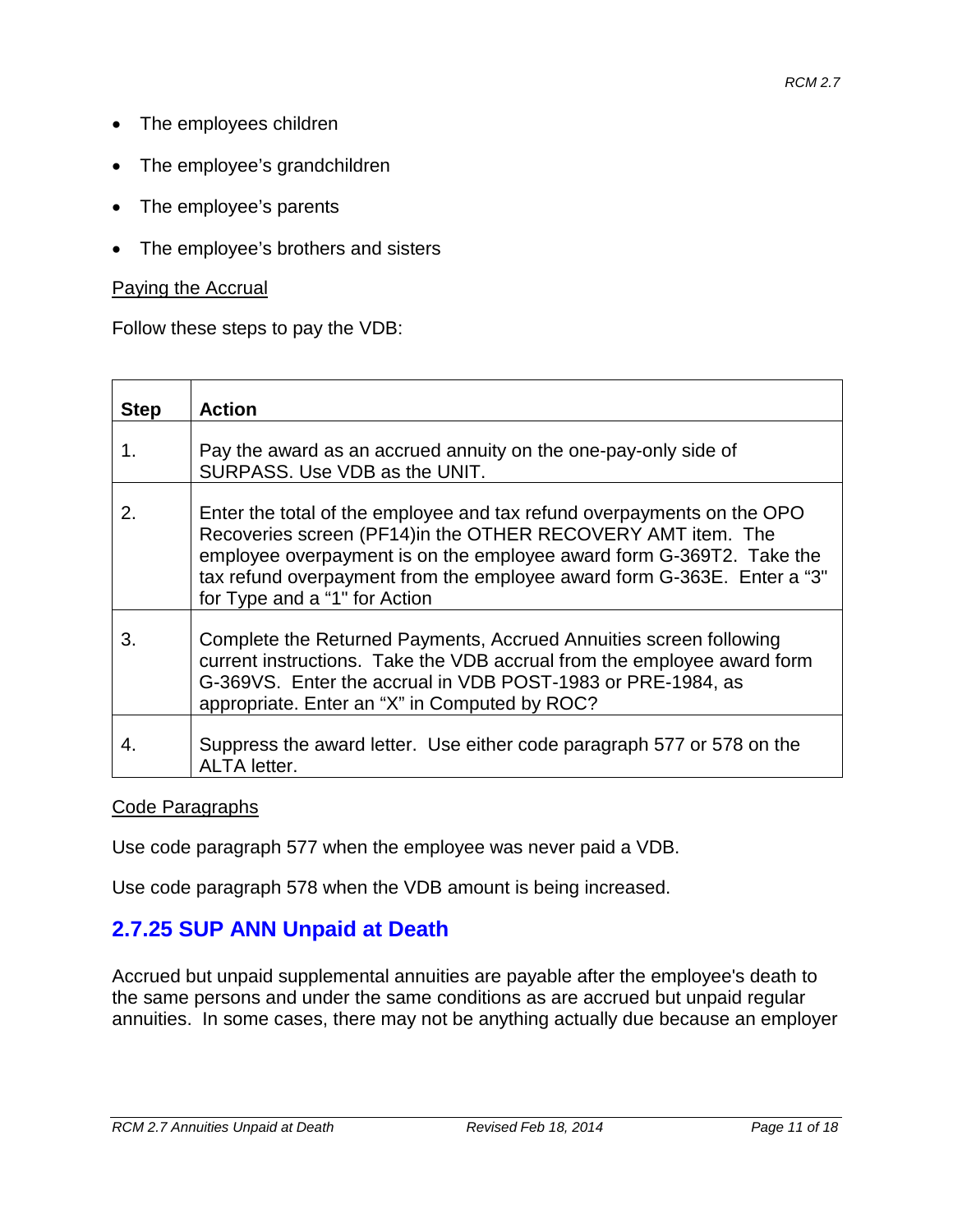- The employees children
- The employee's grandchildren
- The employee's parents
- The employee's brothers and sisters

Paying the Accrual

Follow these steps to pay the VDB:

| Step | Action |
|---|---|
| 1. | Pay the award as an accrued annuity on the one-pay-only side of SURPASS. Use VDB as the UNIT. |
| 2. | Enter the total of the employee and tax refund overpayments on the OPO Recoveries screen (PF14)in the OTHER RECOVERY AMT item. The employee overpayment is on the employee award form G-369T2. Take the tax refund overpayment from the employee award form G-363E. Enter a "3" for Type and a "1" for Action |
| 3. | Complete the Returned Payments, Accrued Annuities screen following current instructions. Take the VDB accrual from the employee award form G-369VS. Enter the accrual in VDB POST-1983 or PRE-1984, as appropriate. Enter an "X" in Computed by ROC? |
| 4. | Suppress the award letter. Use either code paragraph 577 or 578 on the ALTA letter. |

Code Paragraphs

Use code paragraph 577 when the employee was never paid a VDB.

Use code paragraph 578 when the VDB amount is being increased.

## 2.7.25 SUP ANN Unpaid at Death

Accrued but unpaid supplemental annuities are payable after the employee's death to the same persons and under the same conditions as are accrued but unpaid regular annuities. In some cases, there may not be anything actually due because an employer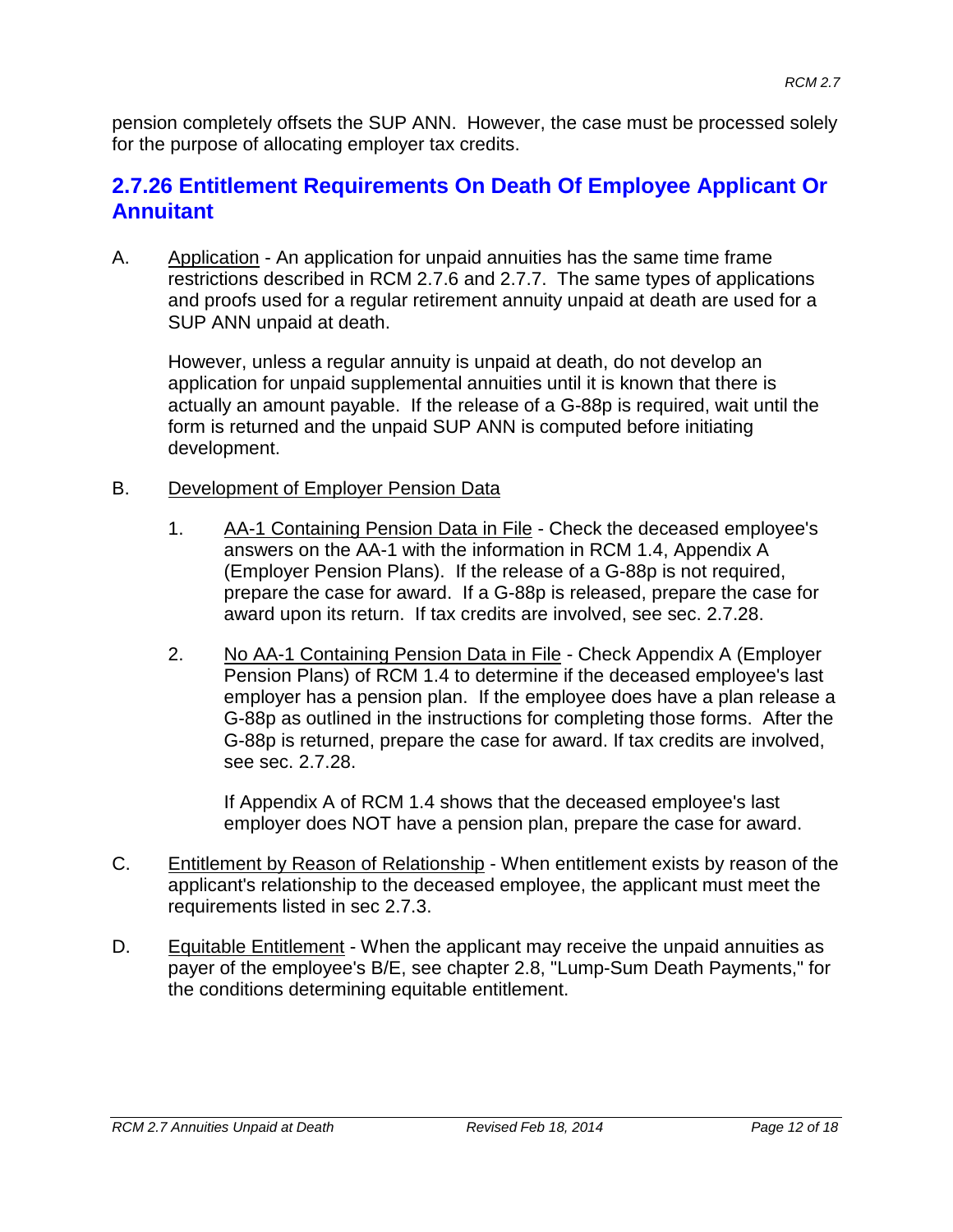pension completely offsets the SUP ANN. However, the case must be processed solely for the purpose of allocating employer tax credits.

## 2.7.26 Entitlement Requirements On Death Of Employee Applicant Or Annuitant

A. Application - An application for unpaid annuities has the same time frame restrictions described in RCM 2.7.6 and 2.7.7. The same types of applications and proofs used for a regular retirement annuity unpaid at death are used for a SUP ANN unpaid at death.

   However, unless a regular annuity is unpaid at death, do not develop an application for unpaid supplemental annuities until it is known that there is actually an amount payable. If the release of a G-88p is required, wait until the form is returned and the unpaid SUP ANN is computed before initiating development.

B. Development of Employer Pension Data

   1. AA-1 Containing Pension Data in File - Check the deceased employee's answers on the AA-1 with the information in RCM 1.4, Appendix A (Employer Pension Plans). If the release of a G-88p is not required, prepare the case for award. If a G-88p is released, prepare the case for award upon its return. If tax credits are involved, see sec. 2.7.28.

   2. No AA-1 Containing Pension Data in File - Check Appendix A (Employer Pension Plans) of RCM 1.4 to determine if the deceased employee's last employer has a pension plan. If the employee does have a plan release a G-88p as outlined in the instructions for completing those forms. After the G-88p is returned, prepare the case for award. If tax credits are involved, see sec. 2.7.28.

      If Appendix A of RCM 1.4 shows that the deceased employee's last employer does NOT have a pension plan, prepare the case for award.

C. Entitlement by Reason of Relationship - When entitlement exists by reason of the applicant's relationship to the deceased employee, the applicant must meet the requirements listed in sec 2.7.3.

D. Equitable Entitlement - When the applicant may receive the unpaid annuities as payer of the employee's B/E, see chapter 2.8, "Lump-Sum Death Payments," for the conditions determining equitable entitlement.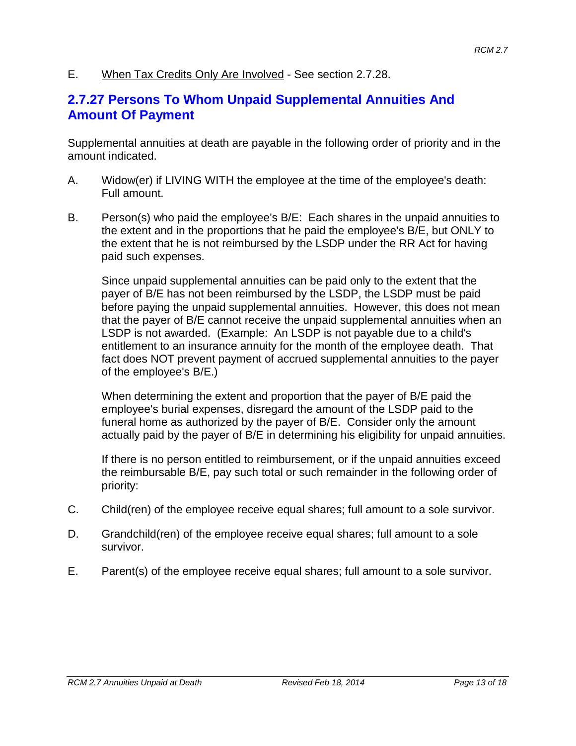E. <u>When Tax Credits Only Are Involved</u> - See section 2.7.28.

## 2.7.27 Persons To Whom Unpaid Supplemental Annuities And Amount Of Payment

Supplemental annuities at death are payable in the following order of priority and in the amount indicated.

A. Widow(er) if LIVING WITH the employee at the time of the employee's death: Full amount.

B. Person(s) who paid the employee's B/E: Each shares in the unpaid annuities to the extent and in the proportions that he paid the employee's B/E, but ONLY to the extent that he is not reimbursed by the LSDP under the RR Act for having paid such expenses.

   Since unpaid supplemental annuities can be paid only to the extent that the payer of B/E has not been reimbursed by the LSDP, the LSDP must be paid before paying the unpaid supplemental annuities. However, this does not mean that the payer of B/E cannot receive the unpaid supplemental annuities when an LSDP is not awarded. (Example: An LSDP is not payable due to a child's entitlement to an insurance annuity for the month of the employee death. That fact does NOT prevent payment of accrued supplemental annuities to the payer of the employee's B/E.)

   When determining the extent and proportion that the payer of B/E paid the employee's burial expenses, disregard the amount of the LSDP paid to the funeral home as authorized by the payer of B/E. Consider only the amount actually paid by the payer of B/E in determining his eligibility for unpaid annuities.

   If there is no person entitled to reimbursement, or if the unpaid annuities exceed the reimbursable B/E, pay such total or such remainder in the following order of priority:

C. Child(ren) of the employee receive equal shares; full amount to a sole survivor.

D. Grandchild(ren) of the employee receive equal shares; full amount to a sole survivor.

E. Parent(s) of the employee receive equal shares; full amount to a sole survivor.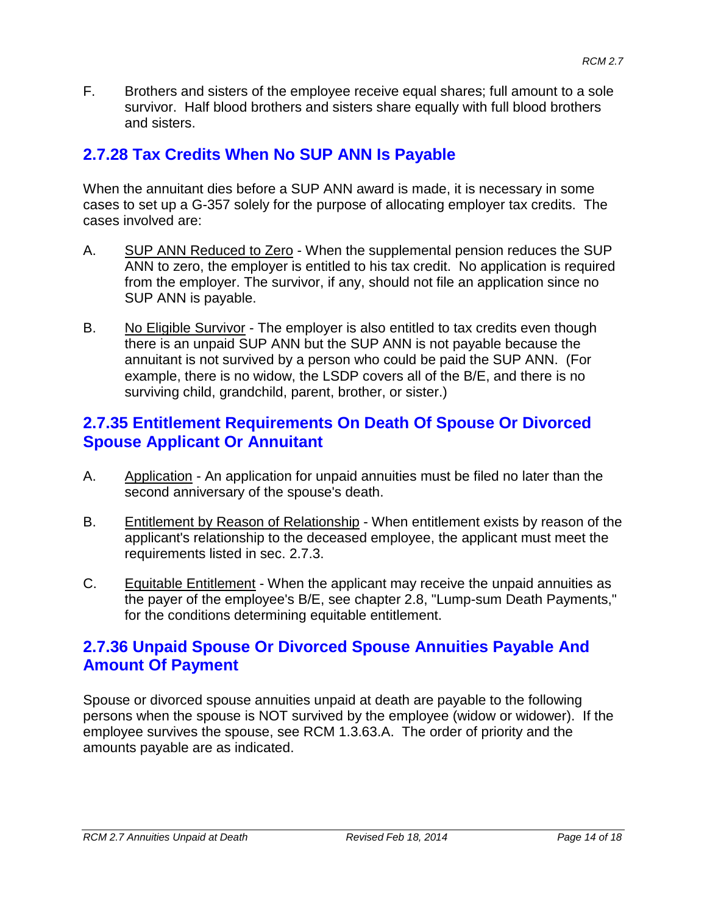F. Brothers and sisters of the employee receive equal shares; full amount to a sole survivor. Half blood brothers and sisters share equally with full blood brothers and sisters.

## 2.7.28 Tax Credits When No SUP ANN Is Payable

When the annuitant dies before a SUP ANN award is made, it is necessary in some cases to set up a G-357 solely for the purpose of allocating employer tax credits. The cases involved are:

A. SUP ANN Reduced to Zero - When the supplemental pension reduces the SUP ANN to zero, the employer is entitled to his tax credit. No application is required from the employer. The survivor, if any, should not file an application since no SUP ANN is payable.

B. No Eligible Survivor - The employer is also entitled to tax credits even though there is an unpaid SUP ANN but the SUP ANN is not payable because the annuitant is not survived by a person who could be paid the SUP ANN. (For example, there is no widow, the LSDP covers all of the B/E, and there is no surviving child, grandchild, parent, brother, or sister.)

## 2.7.35 Entitlement Requirements On Death Of Spouse Or Divorced Spouse Applicant Or Annuitant

A. Application - An application for unpaid annuities must be filed no later than the second anniversary of the spouse's death.

B. Entitlement by Reason of Relationship - When entitlement exists by reason of the applicant's relationship to the deceased employee, the applicant must meet the requirements listed in sec. 2.7.3.

C. Equitable Entitlement - When the applicant may receive the unpaid annuities as the payer of the employee's B/E, see chapter 2.8, "Lump-sum Death Payments," for the conditions determining equitable entitlement.

## 2.7.36 Unpaid Spouse Or Divorced Spouse Annuities Payable And Amount Of Payment

Spouse or divorced spouse annuities unpaid at death are payable to the following persons when the spouse is NOT survived by the employee (widow or widower). If the employee survives the spouse, see RCM 1.3.63.A. The order of priority and the amounts payable are as indicated.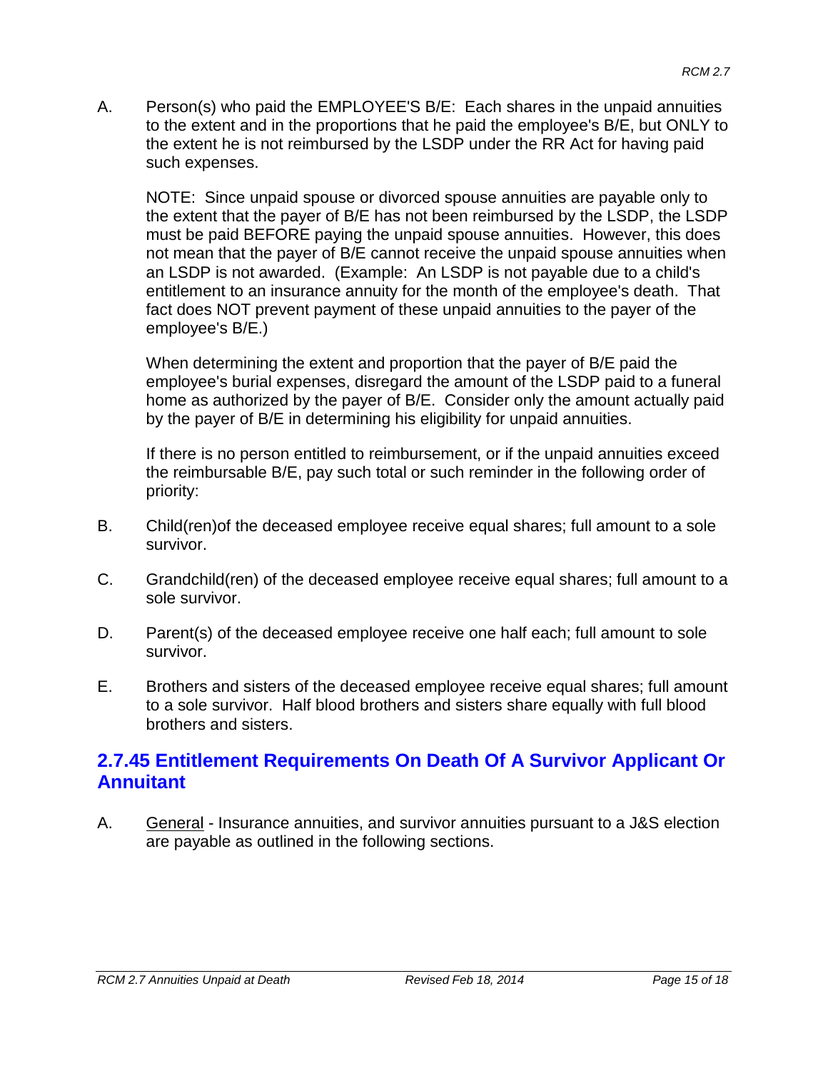A. Person(s) who paid the EMPLOYEE'S B/E: Each shares in the unpaid annuities to the extent and in the proportions that he paid the employee's B/E, but ONLY to the extent he is not reimbursed by the LSDP under the RR Act for having paid such expenses.

   NOTE: Since unpaid spouse or divorced spouse annuities are payable only to the extent that the payer of B/E has not been reimbursed by the LSDP, the LSDP must be paid BEFORE paying the unpaid spouse annuities. However, this does not mean that the payer of B/E cannot receive the unpaid spouse annuities when an LSDP is not awarded. (Example: An LSDP is not payable due to a child's entitlement to an insurance annuity for the month of the employee's death. That fact does NOT prevent payment of these unpaid annuities to the payer of the employee's B/E.)

   When determining the extent and proportion that the payer of B/E paid the employee's burial expenses, disregard the amount of the LSDP paid to a funeral home as authorized by the payer of B/E. Consider only the amount actually paid by the payer of B/E in determining his eligibility for unpaid annuities.

   If there is no person entitled to reimbursement, or if the unpaid annuities exceed the reimbursable B/E, pay such total or such reminder in the following order of priority:

B. Child(ren)of the deceased employee receive equal shares; full amount to a sole survivor.

C. Grandchild(ren) of the deceased employee receive equal shares; full amount to a sole survivor.

D. Parent(s) of the deceased employee receive one half each; full amount to sole survivor.

E. Brothers and sisters of the deceased employee receive equal shares; full amount to a sole survivor. Half blood brothers and sisters share equally with full blood brothers and sisters.

## 2.7.45 Entitlement Requirements On Death Of A Survivor Applicant Or Annuitant

A. General - Insurance annuities, and survivor annuities pursuant to a J&S election are payable as outlined in the following sections.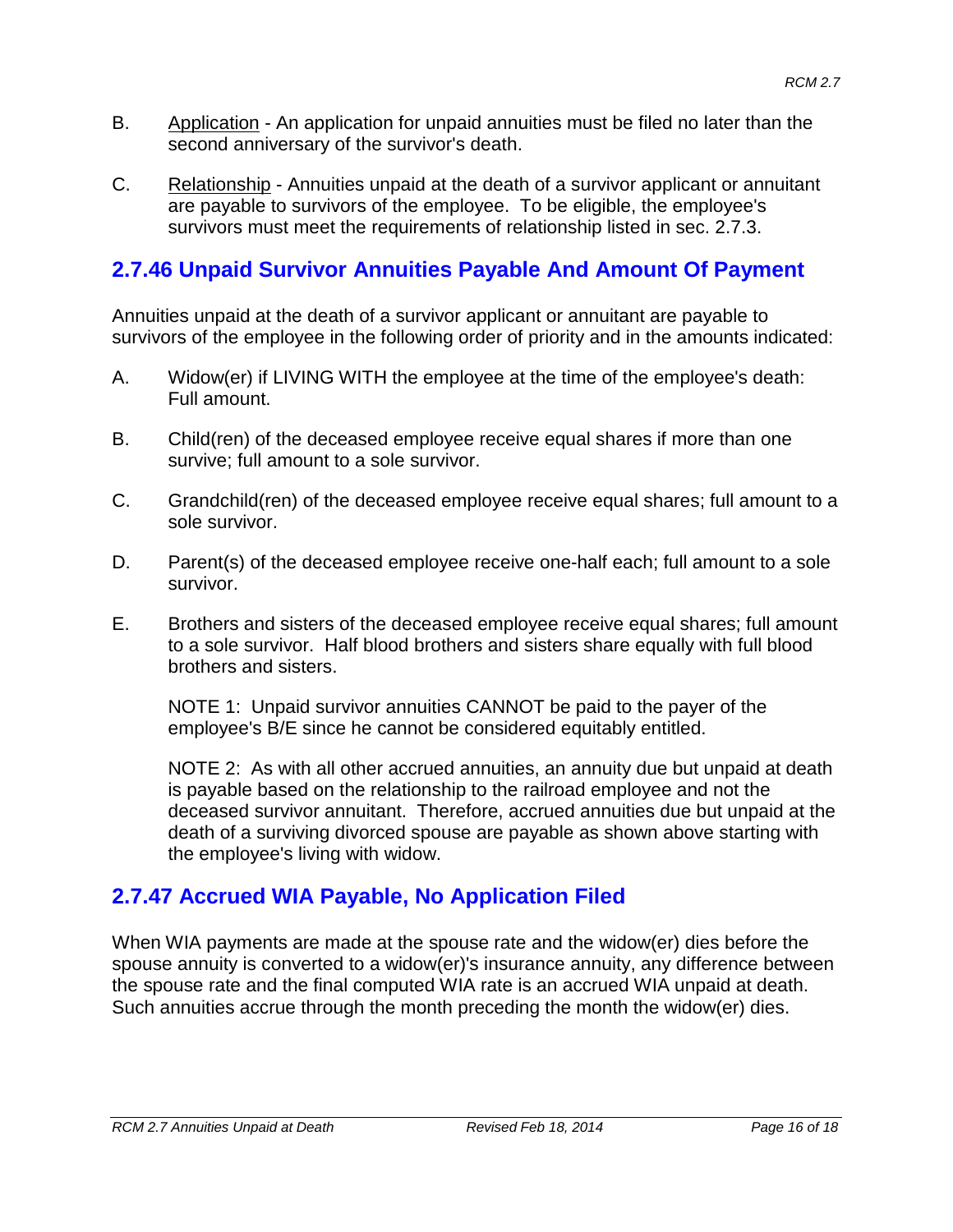B. Application - An application for unpaid annuities must be filed no later than the second anniversary of the survivor's death.

C. Relationship - Annuities unpaid at the death of a survivor applicant or annuitant are payable to survivors of the employee. To be eligible, the employee's survivors must meet the requirements of relationship listed in sec. 2.7.3.

## 2.7.46 Unpaid Survivor Annuities Payable And Amount Of Payment

Annuities unpaid at the death of a survivor applicant or annuitant are payable to survivors of the employee in the following order of priority and in the amounts indicated:

A. Widow(er) if LIVING WITH the employee at the time of the employee's death: Full amount.

B. Child(ren) of the deceased employee receive equal shares if more than one survive; full amount to a sole survivor.

C. Grandchild(ren) of the deceased employee receive equal shares; full amount to a sole survivor.

D. Parent(s) of the deceased employee receive one-half each; full amount to a sole survivor.

E. Brothers and sisters of the deceased employee receive equal shares; full amount to a sole survivor. Half blood brothers and sisters share equally with full blood brothers and sisters.

NOTE 1: Unpaid survivor annuities CANNOT be paid to the payer of the employee's B/E since he cannot be considered equitably entitled.

NOTE 2: As with all other accrued annuities, an annuity due but unpaid at death is payable based on the relationship to the railroad employee and not the deceased survivor annuitant. Therefore, accrued annuities due but unpaid at the death of a surviving divorced spouse are payable as shown above starting with the employee's living with widow.

## 2.7.47 Accrued WIA Payable, No Application Filed

When WIA payments are made at the spouse rate and the widow(er) dies before the spouse annuity is converted to a widow(er)'s insurance annuity, any difference between the spouse rate and the final computed WIA rate is an accrued WIA unpaid at death. Such annuities accrue through the month preceding the month the widow(er) dies.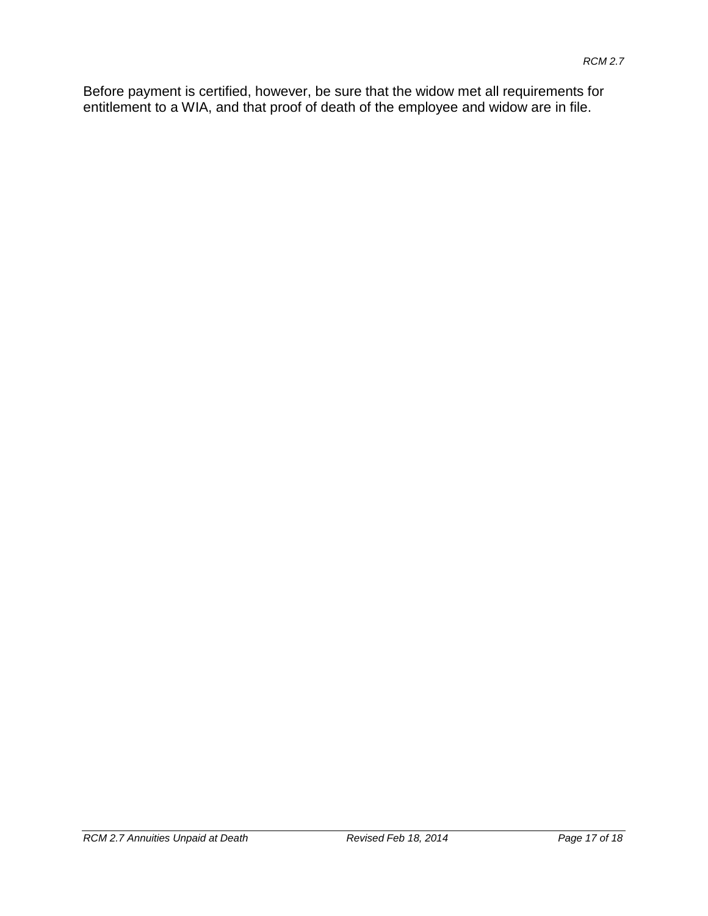Before payment is certified, however, be sure that the widow met all requirements for entitlement to a WIA, and that proof of death of the employee and widow are in file.